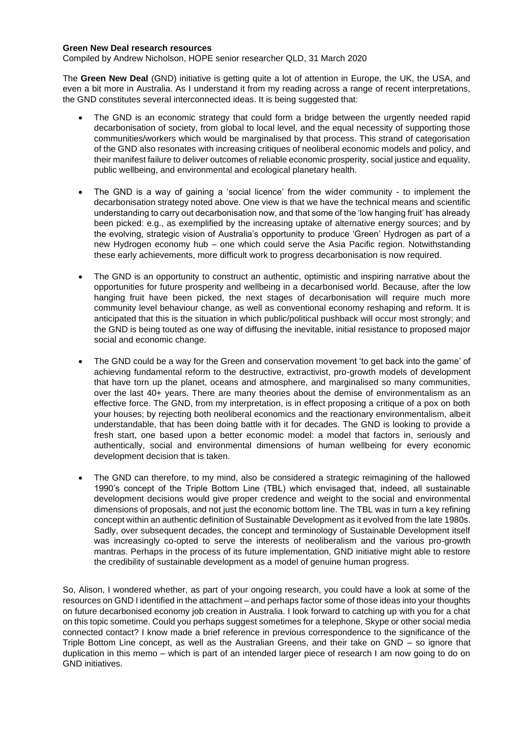**Green New Deal research resources**

Compiled by Andrew Nicholson, HOPE senior researcher QLD, 31 March 2020

The **Green New Deal** (GND) initiative is getting quite a lot of attention in Europe, the UK, the USA, and even a bit more in Australia. As I understand it from my reading across a range of recent interpretations, the GND constitutes several interconnected ideas. It is being suggested that:

- The GND is an economic strategy that could form a bridge between the urgently needed rapid decarbonisation of society, from global to local level, and the equal necessity of supporting those communities/workers which would be marginalised by that process. This strand of categorisation of the GND also resonates with increasing critiques of neoliberal economic models and policy, and their manifest failure to deliver outcomes of reliable economic prosperity, social justice and equality, public wellbeing, and environmental and ecological planetary health.

- The GND is a way of gaining a 'social licence' from the wider community - to implement the decarbonisation strategy noted above. One view is that we have the technical means and scientific understanding to carry out decarbonisation now, and that some of the 'low hanging fruit' has already been picked: e.g., as exemplified by the increasing uptake of alternative energy sources; and by the evolving, strategic vision of Australia's opportunity to produce 'Green' Hydrogen as part of a new Hydrogen economy hub – one which could serve the Asia Pacific region. Notwithstanding these early achievements, more difficult work to progress decarbonisation is now required.

- The GND is an opportunity to construct an authentic, optimistic and inspiring narrative about the opportunities for future prosperity and wellbeing in a decarbonised world. Because, after the low hanging fruit have been picked, the next stages of decarbonisation will require much more community level behaviour change, as well as conventional economy reshaping and reform. It is anticipated that this is the situation in which public/political pushback will occur most strongly; and the GND is being touted as one way of diffusing the inevitable, initial resistance to proposed major social and economic change.

- The GND could be a way for the Green and conservation movement 'to get back into the game' of achieving fundamental reform to the destructive, extractivist, pro-growth models of development that have torn up the planet, oceans and atmosphere, and marginalised so many communities, over the last 40+ years. There are many theories about the demise of environmentalism as an effective force. The GND, from my interpretation, is in effect proposing a critique of a pox on both your houses; by rejecting both neoliberal economics and the reactionary environmentalism, albeit understandable, that has been doing battle with it for decades. The GND is looking to provide a fresh start, one based upon a better economic model: a model that factors in, seriously and authentically, social and environmental dimensions of human wellbeing for every economic development decision that is taken.

- The GND can therefore, to my mind, also be considered a strategic reimagining of the hallowed 1990's concept of the Triple Bottom Line (TBL) which envisaged that, indeed, all sustainable development decisions would give proper credence and weight to the social and environmental dimensions of proposals, and not just the economic bottom line. The TBL was in turn a key refining concept within an authentic definition of Sustainable Development as it evolved from the late 1980s. Sadly, over subsequent decades, the concept and terminology of Sustainable Development itself was increasingly co-opted to serve the interests of neoliberalism and the various pro-growth mantras. Perhaps in the process of its future implementation, GND initiative might able to restore the credibility of sustainable development as a model of genuine human progress.

So, Alison, I wondered whether, as part of your ongoing research, you could have a look at some of the resources on GND I identified in the attachment – and perhaps factor some of those ideas into your thoughts on future decarbonised economy job creation in Australia. I look forward to catching up with you for a chat on this topic sometime. Could you perhaps suggest sometimes for a telephone, Skype or other social media connected contact? I know made a brief reference in previous correspondence to the significance of the Triple Bottom Line concept, as well as the Australian Greens, and their take on GND – so ignore that duplication in this memo – which is part of an intended larger piece of research I am now going to do on GND initiatives.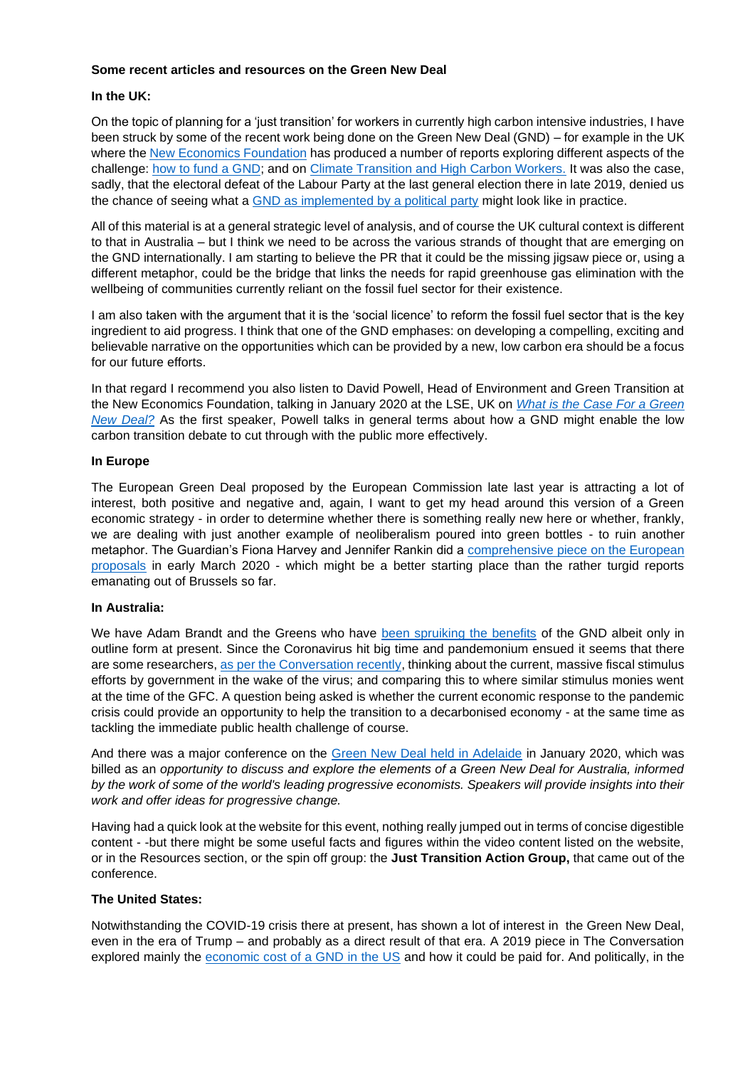**Some recent articles and resources on the Green New Deal**

**In the UK:**

On the topic of planning for a 'just transition' for workers in currently high carbon intensive industries, I have been struck by some of the recent work being done on the Green New Deal (GND) – for example in the UK where the New Economics Foundation has produced a number of reports exploring different aspects of the challenge: how to fund a GND; and on Climate Transition and High Carbon Workers. It was also the case, sadly, that the electoral defeat of the Labour Party at the last general election there in late 2019, denied us the chance of seeing what a GND as implemented by a political party might look like in practice.

All of this material is at a general strategic level of analysis, and of course the UK cultural context is different to that in Australia – but I think we need to be across the various strands of thought that are emerging on the GND internationally. I am starting to believe the PR that it could be the missing jigsaw piece or, using a different metaphor, could be the bridge that links the needs for rapid greenhouse gas elimination with the wellbeing of communities currently reliant on the fossil fuel sector for their existence.

I am also taken with the argument that it is the 'social licence' to reform the fossil fuel sector that is the key ingredient to aid progress. I think that one of the GND emphases: on developing a compelling, exciting and believable narrative on the opportunities which can be provided by a new, low carbon era should be a focus for our future efforts.

In that regard I recommend you also listen to David Powell, Head of Environment and Green Transition at the New Economics Foundation, talking in January 2020 at the LSE, UK on *What is the Case For a Green New Deal?* As the first speaker, Powell talks in general terms about how a GND might enable the low carbon transition debate to cut through with the public more effectively.

**In Europe**

The European Green Deal proposed by the European Commission late last year is attracting a lot of interest, both positive and negative and, again, I want to get my head around this version of a Green economic strategy - in order to determine whether there is something really new here or whether, frankly, we are dealing with just another example of neoliberalism poured into green bottles - to ruin another metaphor. The Guardian's Fiona Harvey and Jennifer Rankin did a comprehensive piece on the European proposals in early March 2020 - which might be a better starting place than the rather turgid reports emanating out of Brussels so far.

**In Australia:**

We have Adam Brandt and the Greens who have been spruiking the benefits of the GND albeit only in outline form at present. Since the Coronavirus hit big time and pandemonium ensued it seems that there are some researchers, as per the Conversation recently, thinking about the current, massive fiscal stimulus efforts by government in the wake of the virus; and comparing this to where similar stimulus monies went at the time of the GFC. A question being asked is whether the current economic response to the pandemic crisis could provide an opportunity to help the transition to a decarbonised economy - at the same time as tackling the immediate public health challenge of course.

And there was a major conference on the Green New Deal held in Adelaide in January 2020, which was billed as an *opportunity to discuss and explore the elements of a Green New Deal for Australia, informed by the work of some of the world's leading progressive economists. Speakers will provide insights into their work and offer ideas for progressive change.*

Having had a quick look at the website for this event, nothing really jumped out in terms of concise digestible content - -but there might be some useful facts and figures within the video content listed on the website, or in the Resources section, or the spin off group: the **Just Transition Action Group,** that came out of the conference.

**The United States:**

Notwithstanding the COVID-19 crisis there at present, has shown a lot of interest in the Green New Deal, even in the era of Trump – and probably as a direct result of that era. A 2019 piece in The Conversation explored mainly the economic cost of a GND in the US and how it could be paid for. And politically, in the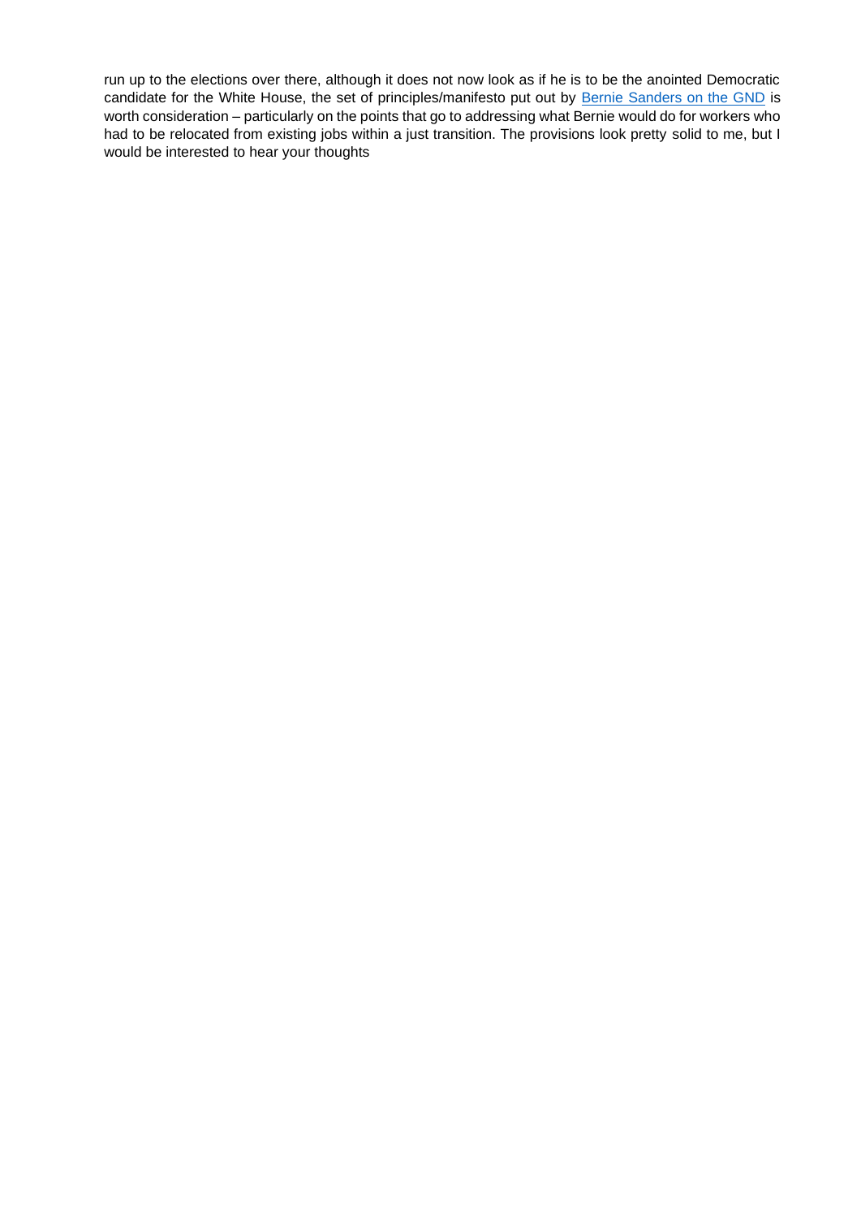run up to the elections over there, although it does not now look as if he is to be the anointed Democratic candidate for the White House, the set of principles/manifesto put out by [Bernie Sanders on the GND]() is worth consideration – particularly on the points that go to addressing what Bernie would do for workers who had to be relocated from existing jobs within a just transition. The provisions look pretty solid to me, but I would be interested to hear your thoughts